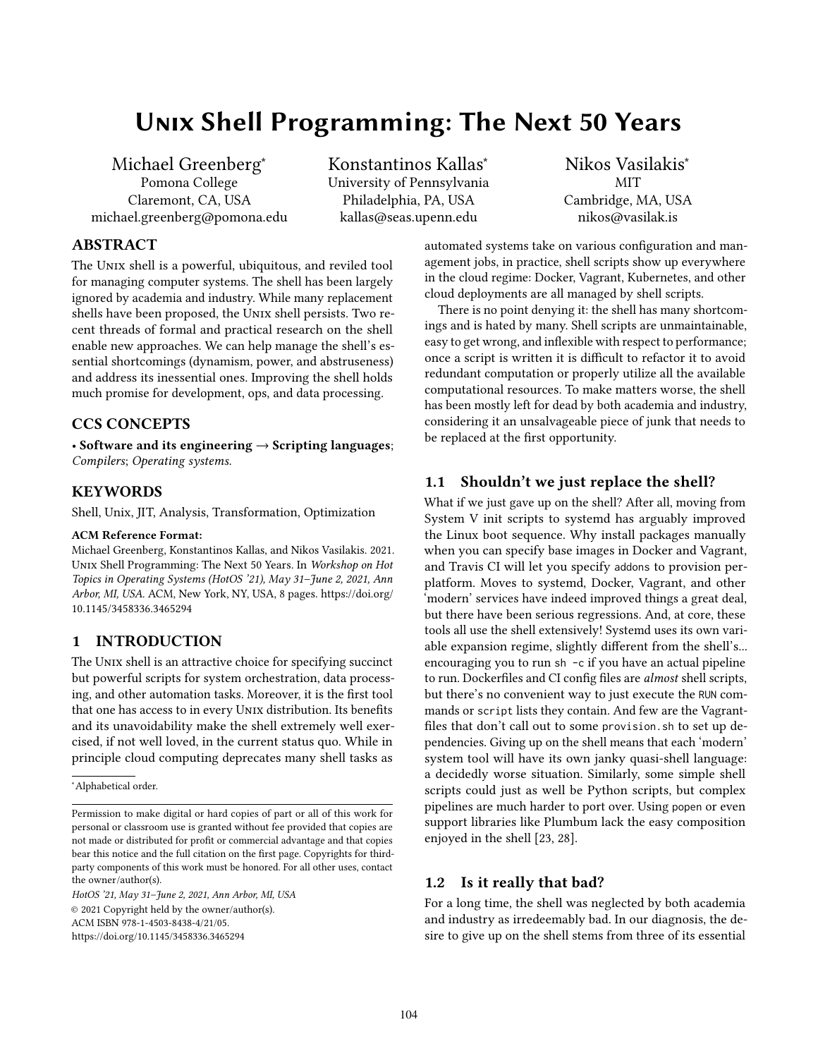# Unix Shell Programming: The Next 50 Years

Michael Greenberg*
Pomona College
Claremont, CA, USA
michael.greenberg@pomona.edu

Konstantinos Kallas*
University of Pennsylvania
Philadelphia, PA, USA
kallas@seas.upenn.edu

Nikos Vasilakis*
MIT
Cambridge, MA, USA
nikos@vasilak.is

## ABSTRACT

The Unix shell is a powerful, ubiquitous, and reviled tool for managing computer systems. The shell has been largely ignored by academia and industry. While many replacement shells have been proposed, the Unix shell persists. Two recent threads of formal and practical research on the shell enable new approaches. We can help manage the shell's essential shortcomings (dynamism, power, and abstruseness) and address its inessential ones. Improving the shell holds much promise for development, ops, and data processing.

## CCS CONCEPTS

• **Software and its engineering → Scripting languages**; *Compilers*; *Operating systems*.

## KEYWORDS

Shell, Unix, JIT, Analysis, Transformation, Optimization

**ACM Reference Format:**
Michael Greenberg, Konstantinos Kallas, and Nikos Vasilakis. 2021. Unix Shell Programming: The Next 50 Years. In *Workshop on Hot Topics in Operating Systems (HotOS '21), May 31–June 2, 2021, Ann Arbor, MI, USA*. ACM, New York, NY, USA, 8 pages. https://doi.org/10.1145/3458336.3465294

## 1 INTRODUCTION

The Unix shell is an attractive choice for specifying succinct but powerful scripts for system orchestration, data processing, and other automation tasks. Moreover, it is the first tool that one has access to in every Unix distribution. Its benefits and its unavoidability make the shell extremely well exercised, if not well loved, in the current status quo. While in principle cloud computing deprecates many shell tasks as automated systems take on various configuration and management jobs, in practice, shell scripts show up everywhere in the cloud regime: Docker, Vagrant, Kubernetes, and other cloud deployments are all managed by shell scripts.

There is no point denying it: the shell has many shortcomings and is hated by many. Shell scripts are unmaintainable, easy to get wrong, and inflexible with respect to performance; once a script is written it is difficult to refactor it to avoid redundant computation or properly utilize all the available computational resources. To make matters worse, the shell has been mostly left for dead by both academia and industry, considering it an unsalvageable piece of junk that needs to be replaced at the first opportunity.

### 1.1 Shouldn't we just replace the shell?

What if we just gave up on the shell? After all, moving from System V init scripts to systemd has arguably improved the Linux boot sequence. Why install packages manually when you can specify base images in Docker and Vagrant, and Travis CI will let you specify `addons` to provision per-platform. Moves to systemd, Docker, Vagrant, and other 'modern' services have indeed improved things a great deal, but there have been serious regressions. And, at core, these tools all use the shell extensively! Systemd uses its own variable expansion regime, slightly different from the shell's... encouraging you to run `sh -c` if you have an actual pipeline to run. Dockerfiles and CI config files are *almost* shell scripts, but there's no convenient way to just execute the `RUN` commands or `script` lists they contain. And few are the Vagrantfiles that don't call out to some `provision.sh` to set up dependencies. Giving up on the shell means that each 'modern' system tool will have its own janky quasi-shell language: a decidedly worse situation. Similarly, some simple shell scripts could just as well be Python scripts, but complex pipelines are much harder to port over. Using `popen` or even support libraries like Plumbum lack the easy composition enjoyed in the shell [23, 28].

### 1.2 Is it really that bad?

For a long time, the shell was neglected by both academia and industry as irredeemably bad. In our diagnosis, the desire to give up on the shell stems from three of its essential

---

*Alphabetical order.

Permission to make digital or hard copies of part or all of this work for personal or classroom use is granted without fee provided that copies are not made or distributed for profit or commercial advantage and that copies bear this notice and the full citation on the first page. Copyrights for third-party components of this work must be honored. For all other uses, contact the owner/author(s).
*HotOS '21, May 31–June 2, 2021, Ann Arbor, MI, USA*
© 2021 Copyright held by the owner/author(s).
ACM ISBN 978-1-4503-8438-4/21/05.
https://doi.org/10.1145/3458336.3465294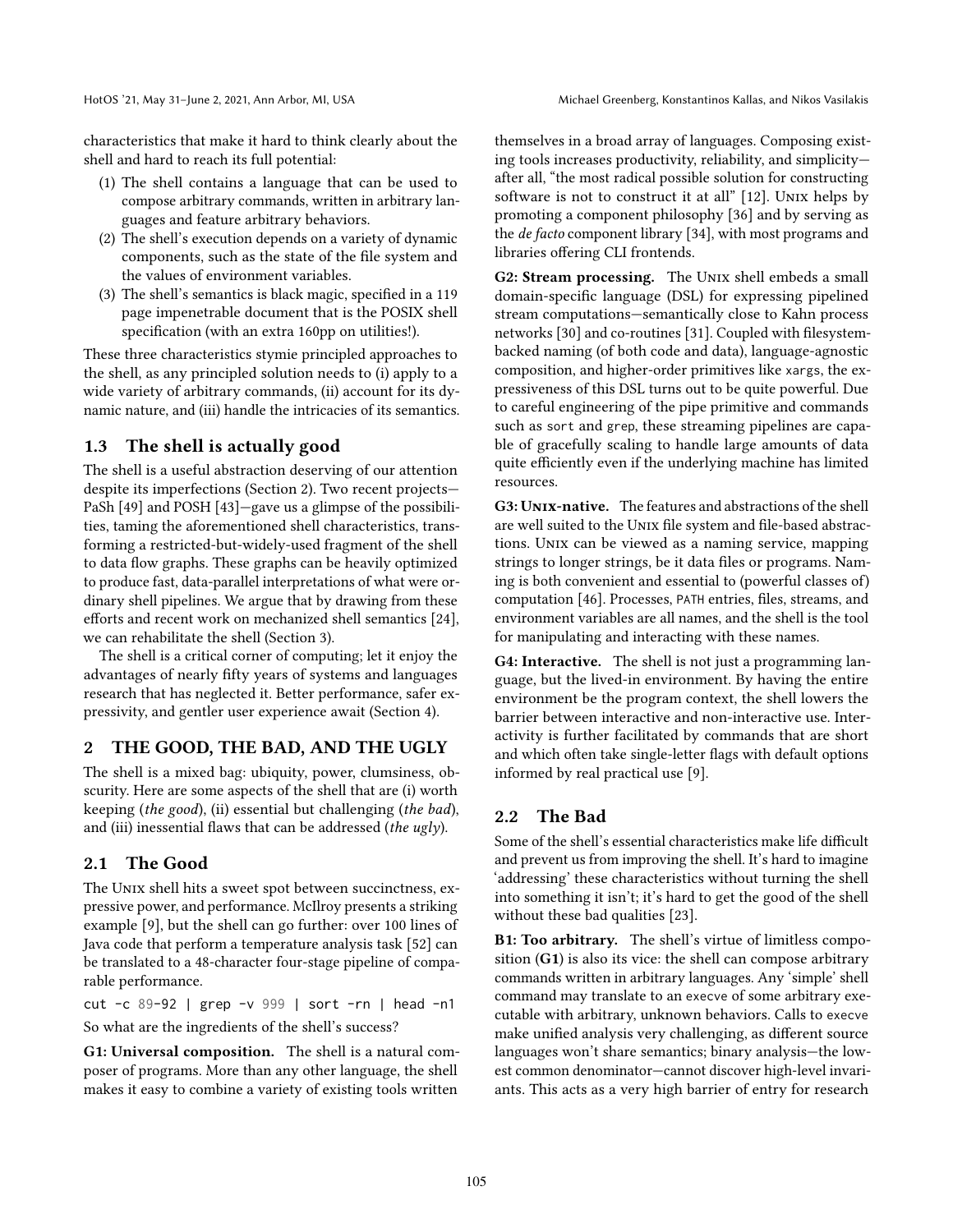characteristics that make it hard to think clearly about the shell and hard to reach its full potential:

1. The shell contains a language that can be used to compose arbitrary commands, written in arbitrary languages and feature arbitrary behaviors.
2. The shell's execution depends on a variety of dynamic components, such as the state of the file system and the values of environment variables.
3. The shell's semantics is black magic, specified in a 119 page impenetrable document that is the POSIX shell specification (with an extra 160pp on utilities!).

These three characteristics stymie principled approaches to the shell, as any principled solution needs to (i) apply to a wide variety of arbitrary commands, (ii) account for its dynamic nature, and (iii) handle the intricacies of its semantics.

## 1.3 The shell is actually good

The shell is a useful abstraction deserving of our attention despite its imperfections (Section 2). Two recent projects—PaSh [49] and POSH [43]—gave us a glimpse of the possibilities, taming the aforementioned shell characteristics, transforming a restricted-but-widely-used fragment of the shell to data flow graphs. These graphs can be heavily optimized to produce fast, data-parallel interpretations of what were ordinary shell pipelines. We argue that by drawing from these efforts and recent work on mechanized shell semantics [24], we can rehabilitate the shell (Section 3).

The shell is a critical corner of computing; let it enjoy the advantages of nearly fifty years of systems and languages research that has neglected it. Better performance, safer expressivity, and gentler user experience await (Section 4).

# 2 THE GOOD, THE BAD, AND THE UGLY

The shell is a mixed bag: ubiquity, power, clumsiness, obscurity. Here are some aspects of the shell that are (i) worth keeping (*the good*), (ii) essential but challenging (*the bad*), and (iii) inessential flaws that can be addressed (*the ugly*).

## 2.1 The Good

The Unix shell hits a sweet spot between succinctness, expressive power, and performance. McIlroy presents a striking example [9], but the shell can go further: over 100 lines of Java code that perform a temperature analysis task [52] can be translated to a 48-character four-stage pipeline of comparable performance.

```
cut -c 89-92 | grep -v 999 | sort -rn | head -n1
```

So what are the ingredients of the shell's success?

**G1: Universal composition.** The shell is a natural composer of programs. More than any other language, the shell makes it easy to combine a variety of existing tools written themselves in a broad array of languages. Composing existing tools increases productivity, reliability, and simplicity—after all, "the most radical possible solution for constructing software is not to construct it at all" [12]. Unix helps by promoting a component philosophy [36] and by serving as the *de facto* component library [34], with most programs and libraries offering CLI frontends.

**G2: Stream processing.** The Unix shell embeds a small domain-specific language (DSL) for expressing pipelined stream computations—semantically close to Kahn process networks [30] and co-routines [31]. Coupled with filesystem-backed naming (of both code and data), language-agnostic composition, and higher-order primitives like `xargs`, the expressiveness of this DSL turns out to be quite powerful. Due to careful engineering of the pipe primitive and commands such as `sort` and `grep`, these streaming pipelines are capable of gracefully scaling to handle large amounts of data quite efficiently even if the underlying machine has limited resources.

**G3: Unix-native.** The features and abstractions of the shell are well suited to the Unix file system and file-based abstractions. Unix can be viewed as a naming service, mapping strings to longer strings, be it data files or programs. Naming is both convenient and essential to (powerful classes of) computation [46]. Processes, PATH entries, files, streams, and environment variables are all names, and the shell is the tool for manipulating and interacting with these names.

**G4: Interactive.** The shell is not just a programming language, but the lived-in environment. By having the entire environment be the program context, the shell lowers the barrier between interactive and non-interactive use. Interactivity is further facilitated by commands that are short and which often take single-letter flags with default options informed by real practical use [9].

## 2.2 The Bad

Some of the shell's essential characteristics make life difficult and prevent us from improving the shell. It's hard to imagine 'addressing' these characteristics without turning the shell into something it isn't; it's hard to get the good of the shell without these bad qualities [23].

**B1: Too arbitrary.** The shell's virtue of limitless composition (**G1**) is also its vice: the shell can compose arbitrary commands written in arbitrary languages. Any 'simple' shell command may translate to an `execve` of some arbitrary executable with arbitrary, unknown behaviors. Calls to `execve` make unified analysis very challenging, as different source languages won't share semantics; binary analysis—the lowest common denominator—cannot discover high-level invariants. This acts as a very high barrier of entry for research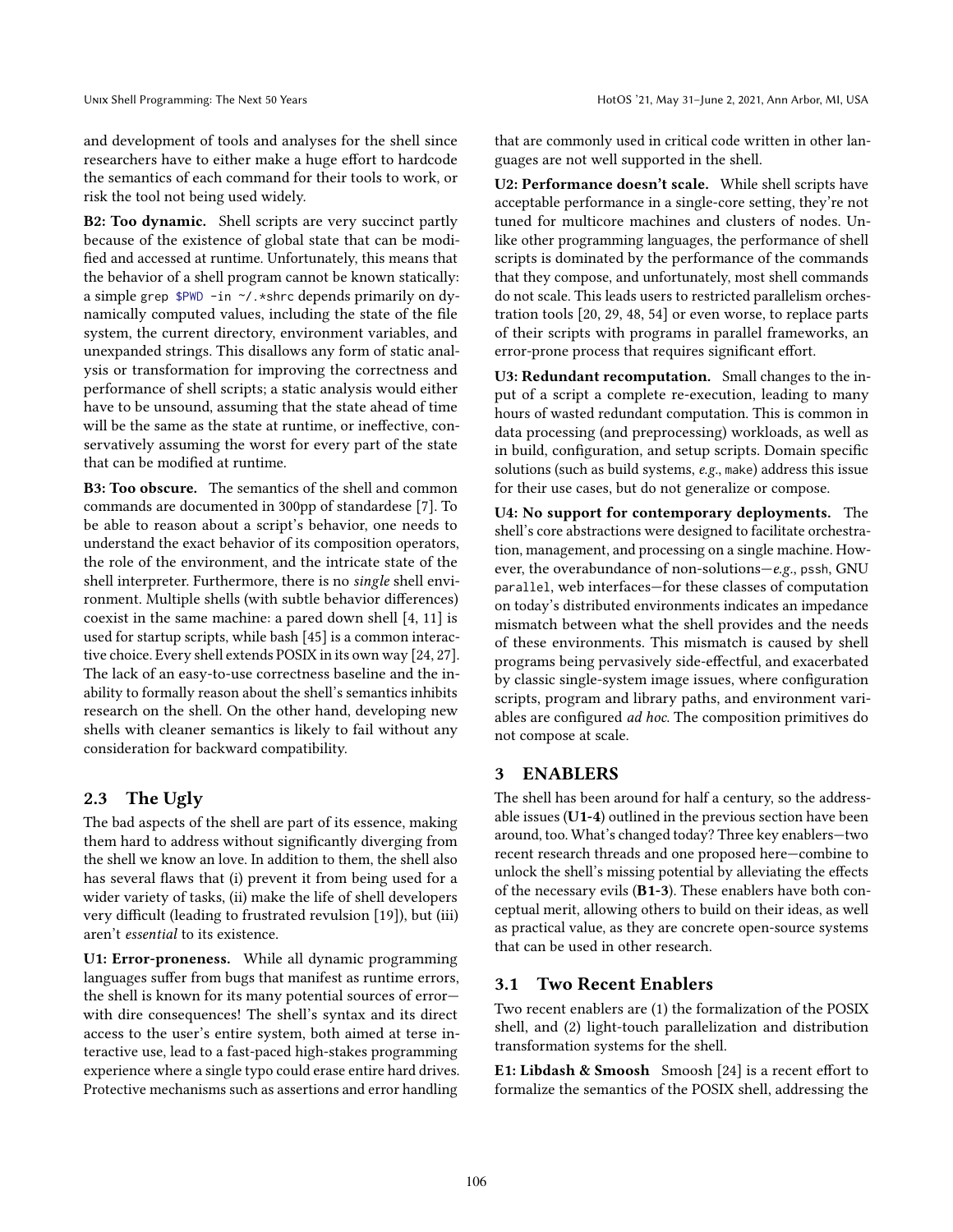and development of tools and analyses for the shell since researchers have to either make a huge effort to hardcode the semantics of each command for their tools to work, or risk the tool not being used widely.

**B2: Too dynamic.** Shell scripts are very succinct partly because of the existence of global state that can be modified and accessed at runtime. Unfortunately, this means that the behavior of a shell program cannot be known statically: a simple `grep $PWD -in ~/.*shrc` depends primarily on dynamically computed values, including the state of the file system, the current directory, environment variables, and unexpanded strings. This disallows any form of static analysis or transformation for improving the correctness and performance of shell scripts; a static analysis would either have to be unsound, assuming that the state ahead of time will be the same as the state at runtime, or ineffective, conservatively assuming the worst for every part of the state that can be modified at runtime.

**B3: Too obscure.** The semantics of the shell and common commands are documented in 300pp of standardese [7]. To be able to reason about a script's behavior, one needs to understand the exact behavior of its composition operators, the role of the environment, and the intricate state of the shell interpreter. Furthermore, there is no *single* shell environment. Multiple shells (with subtle behavior differences) coexist in the same machine: a pared down shell [4, 11] is used for startup scripts, while bash [45] is a common interactive choice. Every shell extends POSIX in its own way [24, 27]. The lack of an easy-to-use correctness baseline and the inability to formally reason about the shell's semantics inhibits research on the shell. On the other hand, developing new shells with cleaner semantics is likely to fail without any consideration for backward compatibility.

## 2.3 The Ugly

The bad aspects of the shell are part of its essence, making them hard to address without significantly diverging from the shell we know an love. In addition to them, the shell also has several flaws that (i) prevent it from being used for a wider variety of tasks, (ii) make the life of shell developers very difficult (leading to frustrated revulsion [19]), but (iii) aren't *essential* to its existence.

**U1: Error-proneness.** While all dynamic programming languages suffer from bugs that manifest as runtime errors, the shell is known for its many potential sources of error—with dire consequences! The shell's syntax and its direct access to the user's entire system, both aimed at terse interactive use, lead to a fast-paced high-stakes programming experience where a single typo could erase entire hard drives. Protective mechanisms such as assertions and error handling that are commonly used in critical code written in other languages are not well supported in the shell.

**U2: Performance doesn't scale.** While shell scripts have acceptable performance in a single-core setting, they're not tuned for multicore machines and clusters of nodes. Unlike other programming languages, the performance of shell scripts is dominated by the performance of the commands that they compose, and unfortunately, most shell commands do not scale. This leads users to restricted parallelism orchestration tools [20, 29, 48, 54] or even worse, to replace parts of their scripts with programs in parallel frameworks, an error-prone process that requires significant effort.

**U3: Redundant recomputation.** Small changes to the input of a script a complete re-execution, leading to many hours of wasted redundant computation. This is common in data processing (and preprocessing) workloads, as well as in build, configuration, and setup scripts. Domain specific solutions (such as build systems, *e.g.*, `make`) address this issue for their use cases, but do not generalize or compose.

**U4: No support for contemporary deployments.** The shell's core abstractions were designed to facilitate orchestration, management, and processing on a single machine. However, the overabundance of non-solutions—*e.g.*, `pssh`, GNU `parallel`, web interfaces—for these classes of computation on today's distributed environments indicates an impedance mismatch between what the shell provides and the needs of these environments. This mismatch is caused by shell programs being pervasively side-effectful, and exacerbated by classic single-system image issues, where configuration scripts, program and library paths, and environment variables are configured *ad hoc*. The composition primitives do not compose at scale.

# 3 ENABLERS

The shell has been around for half a century, so the addressable issues (**U1-4**) outlined in the previous section have been around, too. What's changed today? Three key enablers—two recent research threads and one proposed here—combine to unlock the shell's missing potential by alleviating the effects of the necessary evils (**B1-3**). These enablers have both conceptual merit, allowing others to build on their ideas, as well as practical value, as they are concrete open-source systems that can be used in other research.

## 3.1 Two Recent Enablers

Two recent enablers are (1) the formalization of the POSIX shell, and (2) light-touch parallelization and distribution transformation systems for the shell.

**E1: Libdash & Smoosh** Smoosh [24] is a recent effort to formalize the semantics of the POSIX shell, addressing the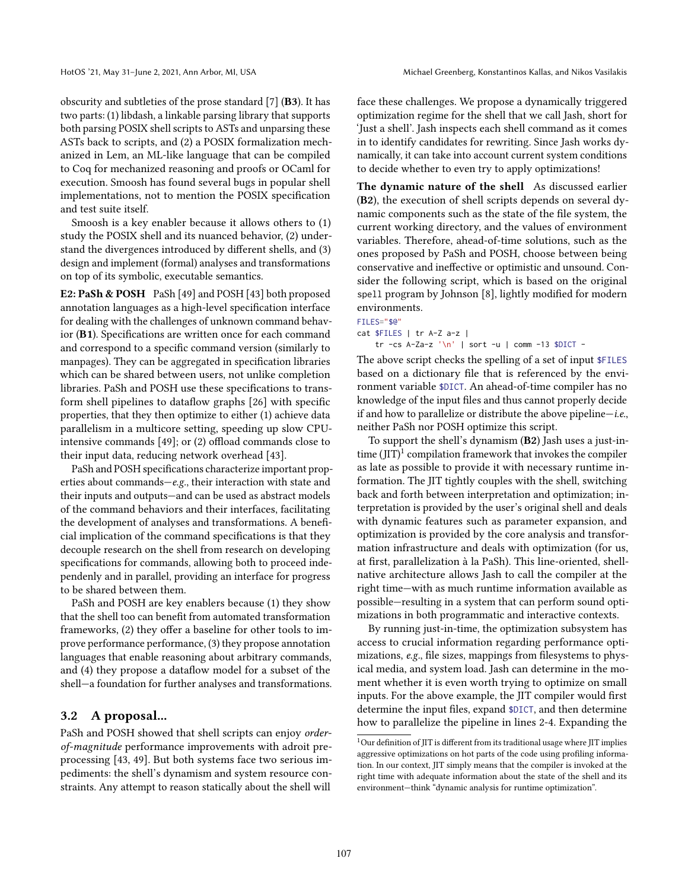obscurity and subtleties of the prose standard [7] (**B3**). It has two parts: (1) libdash, a linkable parsing library that supports both parsing POSIX shell scripts to ASTs and unparsing these ASTs back to scripts, and (2) a POSIX formalization mechanized in Lem, an ML-like language that can be compiled to Coq for mechanized reasoning and proofs or OCaml for execution. Smoosh has found several bugs in popular shell implementations, not to mention the POSIX specification and test suite itself.

Smoosh is a key enabler because it allows others to (1) study the POSIX shell and its nuanced behavior, (2) understand the divergences introduced by different shells, and (3) design and implement (formal) analyses and transformations on top of its symbolic, executable semantics.

**E2: PaSh & POSH** PaSh [49] and POSH [43] both proposed annotation languages as a high-level specification interface for dealing with the challenges of unknown command behavior (**B1**). Specifications are written once for each command and correspond to a specific command version (similarly to manpages). They can be aggregated in specification libraries which can be shared between users, not unlike completion libraries. PaSh and POSH use these specifications to transform shell pipelines to dataflow graphs [26] with specific properties, that they then optimize to either (1) achieve data parallelism in a multicore setting, speeding up slow CPU-intensive commands [49]; or (2) offload commands close to their input data, reducing network overhead [43].

PaSh and POSH specifications characterize important properties about commands—*e.g.*, their interaction with state and their inputs and outputs—and can be used as abstract models of the command behaviors and their interfaces, facilitating the development of analyses and transformations. A beneficial implication of the command specifications is that they decouple research on the shell from research on developing specifications for commands, allowing both to proceed independently and in parallel, providing an interface for progress to be shared between them.

PaSh and POSH are key enablers because (1) they show that the shell too can benefit from automated transformation frameworks, (2) they offer a baseline for other tools to improve performance performance, (3) they propose annotation languages that enable reasoning about arbitrary commands, and (4) they propose a dataflow model for a subset of the shell—a foundation for further analyses and transformations.

## 3.2 A proposal...

PaSh and POSH showed that shell scripts can enjoy *order-of-magnitude* performance improvements with adroit preprocessing [43, 49]. But both systems face two serious impediments: the shell's dynamism and system resource constraints. Any attempt to reason statically about the shell will face these challenges. We propose a dynamically triggered optimization regime for the shell that we call Jash, short for 'Just a shell'. Jash inspects each shell command as it comes in to identify candidates for rewriting. Since Jash works dynamically, it can take into account current system conditions to decide whether to even try to apply optimizations!

**The dynamic nature of the shell** As discussed earlier (**B2**), the execution of shell scripts depends on several dynamic components such as the state of the file system, the current working directory, and the values of environment variables. Therefore, ahead-of-time solutions, such as the ones proposed by PaSh and POSH, choose between being conservative and ineffective or optimistic and unsound. Consider the following script, which is based on the original `spell` program by Johnson [8], lightly modified for modern environments.

```
FILES="$@"
cat $FILES | tr A-Z a-z |
    tr -cs A-Za-z '\n' | sort -u | comm -13 $DICT -
```

The above script checks the spelling of a set of input `$FILES` based on a dictionary file that is referenced by the environment variable `$DICT`. An ahead-of-time compiler has no knowledge of the input files and thus cannot properly decide if and how to parallelize or distribute the above pipeline—*i.e.*, neither PaSh nor POSH optimize this script.

To support the shell's dynamism (**B2**) Jash uses a just-in-time (JIT)[1] compilation framework that invokes the compiler as late as possible to provide it with necessary runtime information. The JIT tightly couples with the shell, switching back and forth between interpretation and optimization; interpretation is provided by the user's original shell and deals with dynamic features such as parameter expansion, and optimization is provided by the core analysis and transformation infrastructure and deals with optimization (for us, at first, parallelization à la PaSh). This line-oriented, shell-native architecture allows Jash to call the compiler at the right time—with as much runtime information available as possible—resulting in a system that can perform sound optimizations in both programmatic and interactive contexts.

By running just-in-time, the optimization subsystem has access to crucial information regarding performance optimizations, *e.g.*, file sizes, mappings from filesystems to physical media, and system load. Jash can determine in the moment whether it is even worth trying to optimize on small inputs. For the above example, the JIT compiler would first determine the input files, expand `$DICT`, and then determine how to parallelize the pipeline in lines 2-4. Expanding the

[1] Our definition of JIT is different from its traditional usage where JIT implies aggressive optimizations on hot parts of the code using profiling information. In our context, JIT simply means that the compiler is invoked at the right time with adequate information about the state of the shell and its environment—think "dynamic analysis for runtime optimization".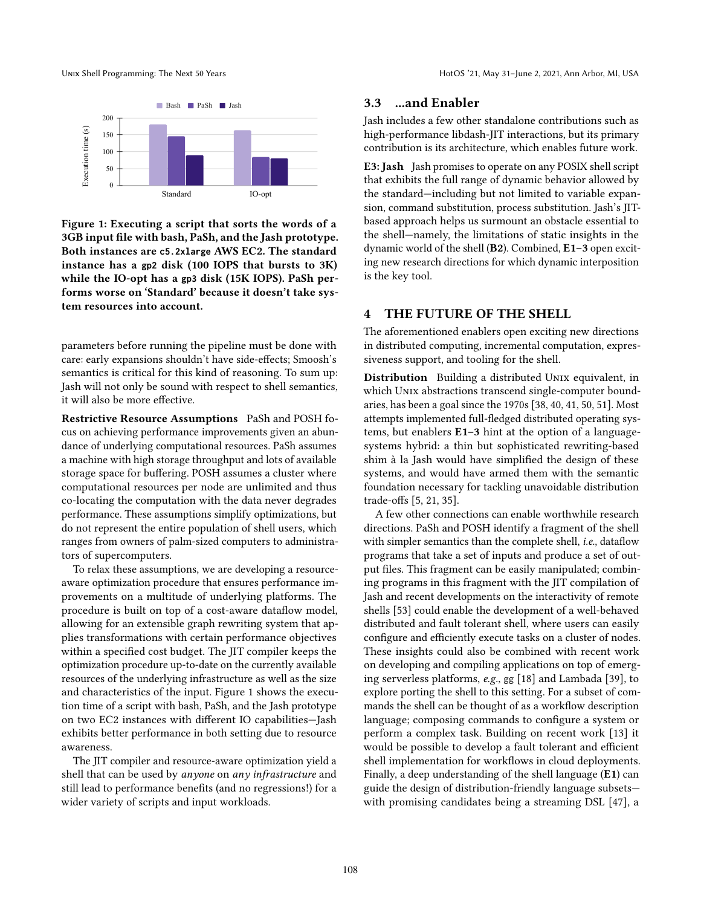Figure 1: Executing a script that sorts the words of a 3GB input file with bash, PaSh, and the Jash prototype. Both instances are `c5.2xlarge` AWS EC2. The standard instance has a `gp2` disk (100 IOPS that bursts to 3K) while the IO-opt has a `gp3` disk (15K IOPS). PaSh performs worse on 'Standard' because it doesn't take system resources into account.

parameters before running the pipeline must be done with care: early expansions shouldn't have side-effects; Smoosh's semantics is critical for this kind of reasoning. To sum up: Jash will not only be sound with respect to shell semantics, it will also be more effective.

**Restrictive Resource Assumptions** PaSh and POSH focus on achieving performance improvements given an abundance of underlying computational resources. PaSh assumes a machine with high storage throughput and lots of available storage space for buffering. POSH assumes a cluster where computational resources per node are unlimited and thus co-locating the computation with the data never degrades performance. These assumptions simplify optimizations, but do not represent the entire population of shell users, which ranges from owners of palm-sized computers to administrators of supercomputers.

To relax these assumptions, we are developing a resource-aware optimization procedure that ensures performance improvements on a multitude of underlying platforms. The procedure is built on top of a cost-aware dataflow model, allowing for an extensible graph rewriting system that applies transformations with certain performance objectives within a specified cost budget. The JIT compiler keeps the optimization procedure up-to-date on the currently available resources of the underlying infrastructure as well as the size and characteristics of the input. Figure 1 shows the execution time of a script with bash, PaSh, and the Jash prototype on two EC2 instances with different IO capabilities—Jash exhibits better performance in both setting due to resource awareness.

The JIT compiler and resource-aware optimization yield a shell that can be used by *anyone* on *any infrastructure* and still lead to performance benefits (and no regressions!) for a wider variety of scripts and input workloads.

## 3.3 ...and Enabler

Jash includes a few other standalone contributions such as high-performance libdash-JIT interactions, but its primary contribution is its architecture, which enables future work.

**E3: Jash** Jash promises to operate on any POSIX shell script that exhibits the full range of dynamic behavior allowed by the standard—including but not limited to variable expansion, command substitution, process substitution. Jash's JIT-based approach helps us surmount an obstacle essential to the shell—namely, the limitations of static insights in the dynamic world of the shell (**B2**). Combined, **E1–3** open exciting new research directions for which dynamic interposition is the key tool.

# 4 THE FUTURE OF THE SHELL

The aforementioned enablers open exciting new directions in distributed computing, incremental computation, expressiveness support, and tooling for the shell.

**Distribution** Building a distributed Unix equivalent, in which Unix abstractions transcend single-computer boundaries, has been a goal since the 1970s [38, 40, 41, 50, 51]. Most attempts implemented full-fledged distributed operating systems, but enablers **E1–3** hint at the option of a language-systems hybrid: a thin but sophisticated rewriting-based shim à la Jash would have simplified the design of these systems, and would have armed them with the semantic foundation necessary for tackling unavoidable distribution trade-offs [5, 21, 35].

A few other connections can enable worthwhile research directions. PaSh and POSH identify a fragment of the shell with simpler semantics than the complete shell, *i.e.*, dataflow programs that take a set of inputs and produce a set of output files. This fragment can be easily manipulated; combining programs in this fragment with the JIT compilation of Jash and recent developments on the interactivity of remote shells [53] could enable the development of a well-behaved distributed and fault tolerant shell, where users can easily configure and efficiently execute tasks on a cluster of nodes. These insights could also be combined with recent work on developing and compiling applications on top of emerging serverless platforms, *e.g.*, gg [18] and Lambada [39], to explore porting the shell to this setting. For a subset of commands the shell can be thought of as a workflow description language; composing commands to configure a system or perform a complex task. Building on recent work [13] it would be possible to develop a fault tolerant and efficient shell implementation for workflows in cloud deployments. Finally, a deep understanding of the shell language (**E1**) can guide the design of distribution-friendly language subsets—with promising candidates being a streaming DSL [47], a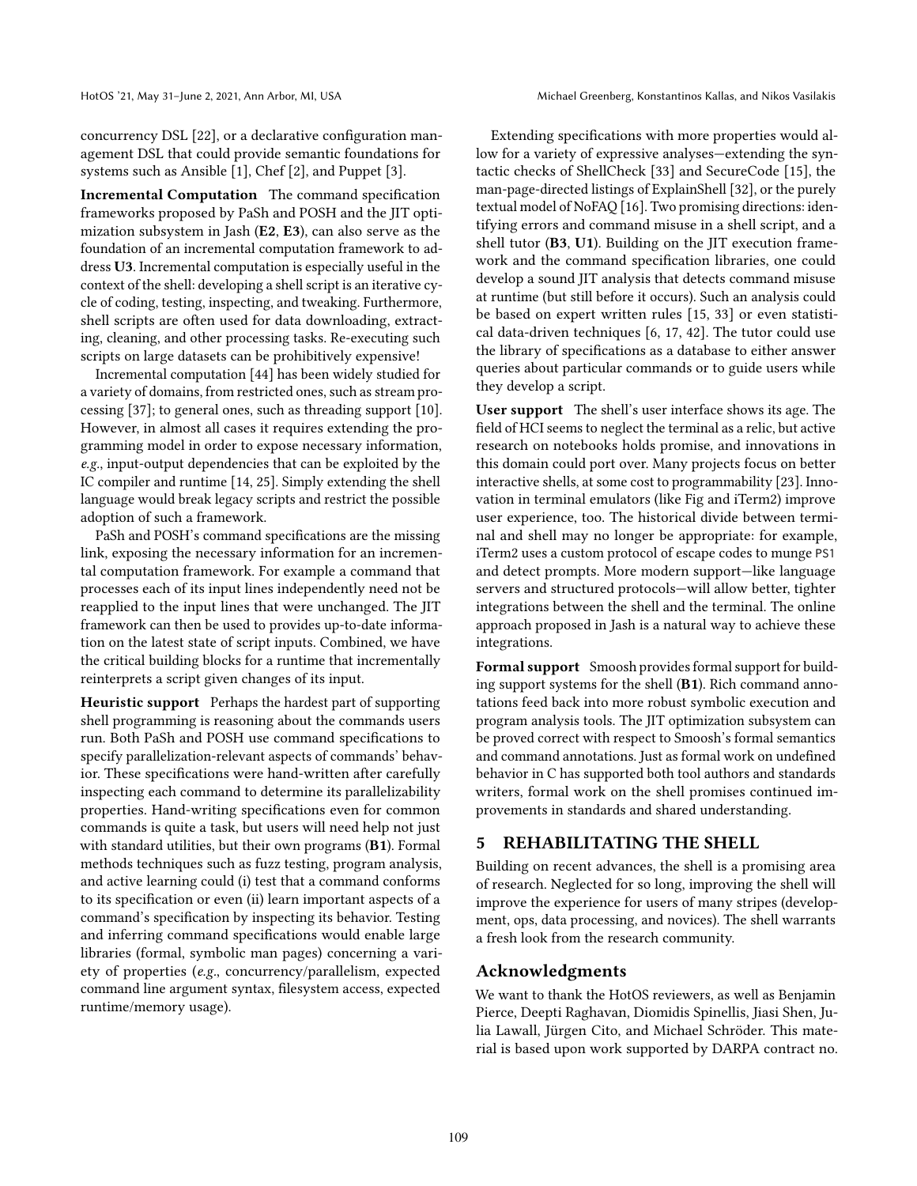concurrency DSL [22], or a declarative configuration management DSL that could provide semantic foundations for systems such as Ansible [1], Chef [2], and Puppet [3].

**Incremental Computation** The command specification frameworks proposed by PaSh and POSH and the JIT optimization subsystem in Jash (**E2**, **E3**), can also serve as the foundation of an incremental computation framework to address **U3**. Incremental computation is especially useful in the context of the shell: developing a shell script is an iterative cycle of coding, testing, inspecting, and tweaking. Furthermore, shell scripts are often used for data downloading, extracting, cleaning, and other processing tasks. Re-executing such scripts on large datasets can be prohibitively expensive!

Incremental computation [44] has been widely studied for a variety of domains, from restricted ones, such as stream processing [37]; to general ones, such as threading support [10]. However, in almost all cases it requires extending the programming model in order to expose necessary information, *e.g.*, input-output dependencies that can be exploited by the IC compiler and runtime [14, 25]. Simply extending the shell language would break legacy scripts and restrict the possible adoption of such a framework.

PaSh and POSH's command specifications are the missing link, exposing the necessary information for an incremental computation framework. For example a command that processes each of its input lines independently need not be reapplied to the input lines that were unchanged. The JIT framework can then be used to provides up-to-date information on the latest state of script inputs. Combined, we have the critical building blocks for a runtime that incrementally reinterprets a script given changes of its input.

**Heuristic support** Perhaps the hardest part of supporting shell programming is reasoning about the commands users run. Both PaSh and POSH use command specifications to specify parallelization-relevant aspects of commands' behavior. These specifications were hand-written after carefully inspecting each command to determine its parallelizability properties. Hand-writing specifications even for common commands is quite a task, but users will need help not just with standard utilities, but their own programs (**B1**). Formal methods techniques such as fuzz testing, program analysis, and active learning could (i) test that a command conforms to its specification or even (ii) learn important aspects of a command's specification by inspecting its behavior. Testing and inferring command specifications would enable large libraries (formal, symbolic man pages) concerning a variety of properties (*e.g.*, concurrency/parallelism, expected command line argument syntax, filesystem access, expected runtime/memory usage).

Extending specifications with more properties would allow for a variety of expressive analyses—extending the syntactic checks of ShellCheck [33] and SecureCode [15], the man-page-directed listings of ExplainShell [32], or the purely textual model of NoFAQ [16]. Two promising directions: identifying errors and command misuse in a shell script, and a shell tutor (**B3**, **U1**). Building on the JIT execution framework and the command specification libraries, one could develop a sound JIT analysis that detects command misuse at runtime (but still before it occurs). Such an analysis could be based on expert written rules [15, 33] or even statistical data-driven techniques [6, 17, 42]. The tutor could use the library of specifications as a database to either answer queries about particular commands or to guide users while they develop a script.

**User support** The shell's user interface shows its age. The field of HCI seems to neglect the terminal as a relic, but active research on notebooks holds promise, and innovations in this domain could port over. Many projects focus on better interactive shells, at some cost to programmability [23]. Innovation in terminal emulators (like Fig and iTerm2) improve user experience, too. The historical divide between terminal and shell may no longer be appropriate: for example, iTerm2 uses a custom protocol of escape codes to munge `PS1` and detect prompts. More modern support—like language servers and structured protocols—will allow better, tighter integrations between the shell and the terminal. The online approach proposed in Jash is a natural way to achieve these integrations.

**Formal support** Smoosh provides formal support for building support systems for the shell (**B1**). Rich command annotations feed back into more robust symbolic execution and program analysis tools. The JIT optimization subsystem can be proved correct with respect to Smoosh's formal semantics and command annotations. Just as formal work on undefined behavior in C has supported both tool authors and standards writers, formal work on the shell promises continued improvements in standards and shared understanding.

## 5 REHABILITATING THE SHELL

Building on recent advances, the shell is a promising area of research. Neglected for so long, improving the shell will improve the experience for users of many stripes (development, ops, data processing, and novices). The shell warrants a fresh look from the research community.

## Acknowledgments

We want to thank the HotOS reviewers, as well as Benjamin Pierce, Deepti Raghavan, Diomidis Spinellis, Jiasi Shen, Julia Lawall, Jürgen Cito, and Michael Schröder. This material is based upon work supported by DARPA contract no.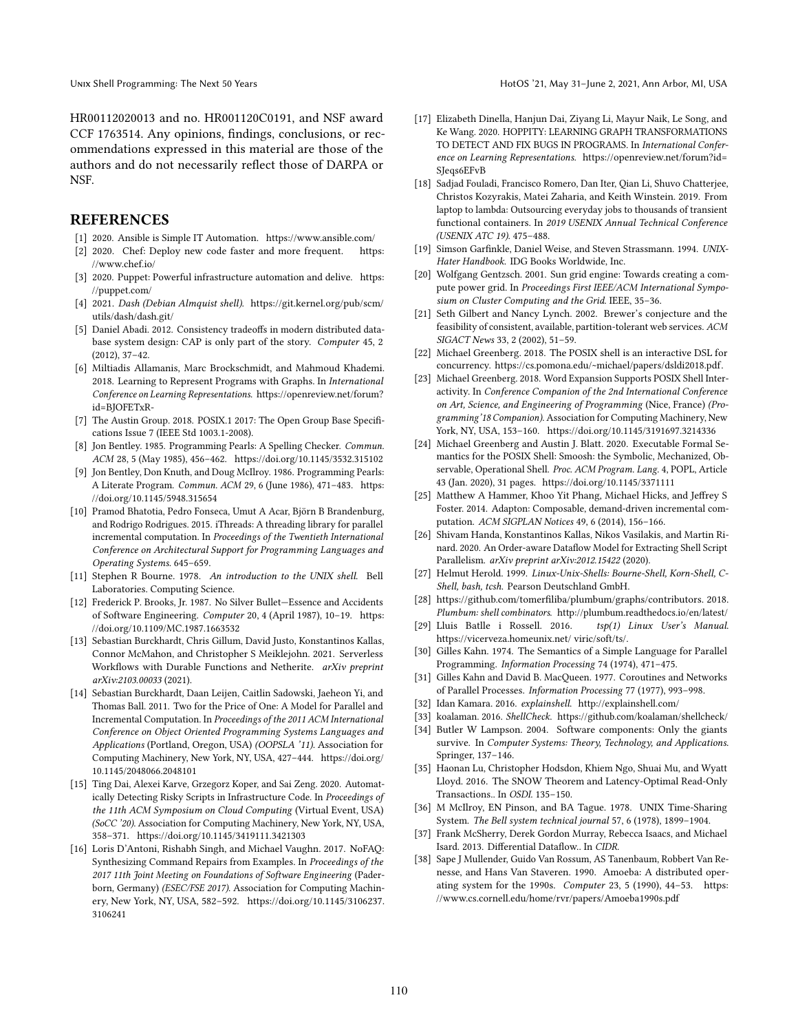HR00112020013 and no. HR001120C0191, and NSF award CCF 1763514. Any opinions, findings, conclusions, or recommendations expressed in this material are those of the authors and do not necessarily reflect those of DARPA or NSF.

## REFERENCES

[1] 2020. Ansible is Simple IT Automation. https://www.ansible.com/

[2] 2020. Chef: Deploy new code faster and more frequent. https://www.chef.io/

[3] 2020. Puppet: Powerful infrastructure automation and delive. https://puppet.com/

[4] 2021. *Dash (Debian Almquist shell).* https://git.kernel.org/pub/scm/utils/dash/dash.git/

[5] Daniel Abadi. 2012. Consistency tradeoffs in modern distributed database system design: CAP is only part of the story. *Computer* 45, 2 (2012), 37–42.

[6] Miltiadis Allamanis, Marc Brockschmidt, and Mahmoud Khademi. 2018. Learning to Represent Programs with Graphs. In *International Conference on Learning Representations.* https://openreview.net/forum?id=BJOFETxR-

[7] The Austin Group. 2018. POSIX.1 2017: The Open Group Base Specifications Issue 7 (IEEE Std 1003.1-2008).

[8] Jon Bentley. 1985. Programming Pearls: A Spelling Checker. *Commun. ACM* 28, 5 (May 1985), 456–462. https://doi.org/10.1145/3532.315102

[9] Jon Bentley, Don Knuth, and Doug McIlroy. 1986. Programming Pearls: A Literate Program. *Commun. ACM* 29, 6 (June 1986), 471–483. https://doi.org/10.1145/5948.315654

[10] Pramod Bhatotia, Pedro Fonseca, Umut A Acar, Björn B Brandenburg, and Rodrigo Rodrigues. 2015. iThreads: A threading library for parallel incremental computation. In *Proceedings of the Twentieth International Conference on Architectural Support for Programming Languages and Operating Systems.* 645–659.

[11] Stephen R Bourne. 1978. *An introduction to the UNIX shell.* Bell Laboratories. Computing Science.

[12] Frederick P. Brooks, Jr. 1987. No Silver Bullet—Essence and Accidents of Software Engineering. *Computer* 20, 4 (April 1987), 10–19. https://doi.org/10.1109/MC.1987.1663532

[13] Sebastian Burckhardt, Chris Gillum, David Justo, Konstantinos Kallas, Connor McMahon, and Christopher S Meiklejohn. 2021. Serverless Workflows with Durable Functions and Netherite. *arXiv preprint arXiv:2103.00033* (2021).

[14] Sebastian Burckhardt, Daan Leijen, Caitlin Sadowski, Jaeheon Yi, and Thomas Ball. 2011. Two for the Price of One: A Model for Parallel and Incremental Computation. In *Proceedings of the 2011 ACM International Conference on Object Oriented Programming Systems Languages and Applications* (Portland, Oregon, USA) *(OOPSLA '11).* Association for Computing Machinery, New York, NY, USA, 427–444. https://doi.org/10.1145/2048066.2048101

[15] Ting Dai, Alexei Karve, Grzegorz Koper, and Sai Zeng. 2020. Automatically Detecting Risky Scripts in Infrastructure Code. In *Proceedings of the 11th ACM Symposium on Cloud Computing* (Virtual Event, USA) *(SoCC '20).* Association for Computing Machinery, New York, NY, USA, 358–371. https://doi.org/10.1145/3419111.3421303

[16] Loris D'Antoni, Rishabh Singh, and Michael Vaughn. 2017. NoFAQ: Synthesizing Command Repairs from Examples. In *Proceedings of the 2017 11th Joint Meeting on Foundations of Software Engineering* (Paderborn, Germany) *(ESEC/FSE 2017).* Association for Computing Machinery, New York, NY, USA, 582–592. https://doi.org/10.1145/3106237.3106241

[17] Elizabeth Dinella, Hanjun Dai, Ziyang Li, Mayur Naik, Le Song, and Ke Wang. 2020. HOPPITY: LEARNING GRAPH TRANSFORMATIONS TO DETECT AND FIX BUGS IN PROGRAMS. In *International Conference on Learning Representations.* https://openreview.net/forum?id=SJeqs6EFvB

[18] Sadjad Fouladi, Francisco Romero, Dan Iter, Qian Li, Shuvo Chatterjee, Christos Kozyrakis, Matei Zaharia, and Keith Winstein. 2019. From laptop to lambda: Outsourcing everyday jobs to thousands of transient functional containers. In *2019 USENIX Annual Technical Conference (USENIX ATC 19).* 475–488.

[19] Simson Garfinkle, Daniel Weise, and Steven Strassmann. 1994. *UNIX-Hater Handbook.* IDG Books Worldwide, Inc.

[20] Wolfgang Gentzsch. 2001. Sun grid engine: Towards creating a compute power grid. In *Proceedings First IEEE/ACM International Symposium on Cluster Computing and the Grid.* IEEE, 35–36.

[21] Seth Gilbert and Nancy Lynch. 2002. Brewer's conjecture and the feasibility of consistent, available, partition-tolerant web services. *ACM SIGACT News* 33, 2 (2002), 51–59.

[22] Michael Greenberg. 2018. The POSIX shell is an interactive DSL for concurrency. https://cs.pomona.edu/~michael/papers/dsldi2018.pdf.

[23] Michael Greenberg. 2018. Word Expansion Supports POSIX Shell Interactivity. In *Conference Companion of the 2nd International Conference on Art, Science, and Engineering of Programming* (Nice, France) *(Programming'18 Companion).* Association for Computing Machinery, New York, NY, USA, 153–160. https://doi.org/10.1145/3191697.3214336

[24] Michael Greenberg and Austin J. Blatt. 2020. Executable Formal Semantics for the POSIX Shell: Smoosh: the Symbolic, Mechanized, Observable, Operational Shell. *Proc. ACM Program. Lang.* 4, POPL, Article 43 (Jan. 2020), 31 pages. https://doi.org/10.1145/3371111

[25] Matthew A Hammer, Khoo Yit Phang, Michael Hicks, and Jeffrey S Foster. 2014. Adapton: Composable, demand-driven incremental computation. *ACM SIGPLAN Notices* 49, 6 (2014), 156–166.

[26] Shivam Handa, Konstantinos Kallas, Nikos Vasilakis, and Martin Rinard. 2020. An Order-aware Dataflow Model for Extracting Shell Script Parallelism. *arXiv preprint arXiv:2012.15422* (2020).

[27] Helmut Herold. 1999. *Linux-Unix-Shells: Bourne-Shell, Korn-Shell, C-Shell, bash, tcsh.* Pearson Deutschland GmbH.

[28] https://github.com/tomerfiliba/plumbum/graphs/contributors. 2018. *Plumbum: shell combinators.* http://plumbum.readthedocs.io/en/latest/

[29] Lluis Batlle i Rossell. 2016. *tsp(1) Linux User's Manual.* https://vicerveza.homeunix.net/ viric/soft/ts/.

[30] Gilles Kahn. 1974. The Semantics of a Simple Language for Parallel Programming. *Information Processing* 74 (1974), 471–475.

[31] Gilles Kahn and David B. MacQueen. 1977. Coroutines and Networks of Parallel Processes. *Information Processing* 77 (1977), 993–998.

[32] Idan Kamara. 2016. *explainshell.* http://explainshell.com/

[33] koalaman. 2016. *ShellCheck.* https://github.com/koalaman/shellcheck/

[34] Butler W Lampson. 2004. Software components: Only the giants survive. In *Computer Systems: Theory, Technology, and Applications.* Springer, 137–146.

[35] Haonan Lu, Christopher Hodsdon, Khiem Ngo, Shuai Mu, and Wyatt Lloyd. 2016. The SNOW Theorem and Latency-Optimal Read-Only Transactions.. In *OSDI.* 135–150.

[36] M McIlroy, EN Pinson, and BA Tague. 1978. UNIX Time-Sharing System. *The Bell system technical journal* 57, 6 (1978), 1899–1904.

[37] Frank McSherry, Derek Gordon Murray, Rebecca Isaacs, and Michael Isard. 2013. Differential Dataflow.. In *CIDR.*

[38] Sape J Mullender, Guido Van Rossum, AS Tanenbaum, Robbert Van Renesse, and Hans Van Staveren. 1990. Amoeba: A distributed operating system for the 1990s. *Computer* 23, 5 (1990), 44–53. https://www.cs.cornell.edu/home/rvr/papers/Amoeba1990s.pdf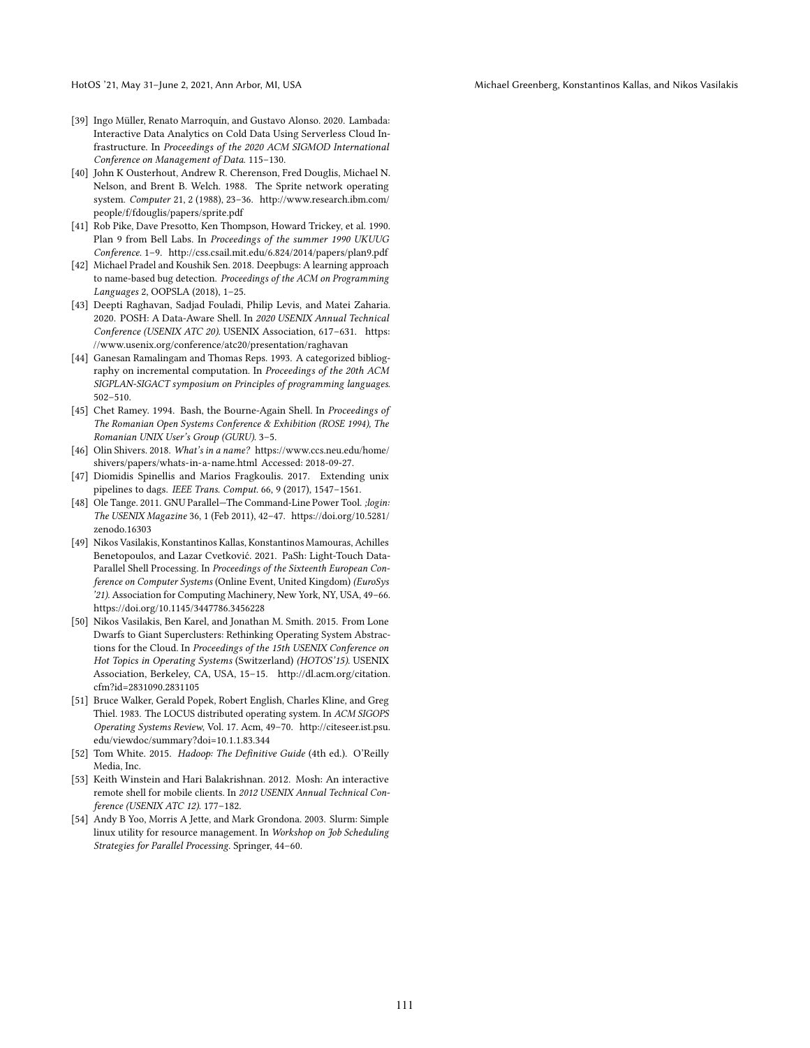[39] Ingo Müller, Renato Marroquín, and Gustavo Alonso. 2020. Lambada: Interactive Data Analytics on Cold Data Using Serverless Cloud Infrastructure. In *Proceedings of the 2020 ACM SIGMOD International Conference on Management of Data*. 115–130.

[40] John K Ousterhout, Andrew R. Cherenson, Fred Douglis, Michael N. Nelson, and Brent B. Welch. 1988. The Sprite network operating system. *Computer* 21, 2 (1988), 23–36. http://www.research.ibm.com/people/f/fdouglis/papers/sprite.pdf

[41] Rob Pike, Dave Presotto, Ken Thompson, Howard Trickey, et al. 1990. Plan 9 from Bell Labs. In *Proceedings of the summer 1990 UKUUG Conference*. 1–9. http://css.csail.mit.edu/6.824/2014/papers/plan9.pdf

[42] Michael Pradel and Koushik Sen. 2018. Deepbugs: A learning approach to name-based bug detection. *Proceedings of the ACM on Programming Languages* 2, OOPSLA (2018), 1–25.

[43] Deepti Raghavan, Sadjad Fouladi, Philip Levis, and Matei Zaharia. 2020. POSH: A Data-Aware Shell. In *2020 USENIX Annual Technical Conference (USENIX ATC 20)*. USENIX Association, 617–631. https://www.usenix.org/conference/atc20/presentation/raghavan

[44] Ganesan Ramalingam and Thomas Reps. 1993. A categorized bibliography on incremental computation. In *Proceedings of the 20th ACM SIGPLAN-SIGACT symposium on Principles of programming languages*. 502–510.

[45] Chet Ramey. 1994. Bash, the Bourne-Again Shell. In *Proceedings of The Romanian Open Systems Conference & Exhibition (ROSE 1994), The Romanian UNIX User's Group (GURU)*. 3–5.

[46] Olin Shivers. 2018. *What's in a name?* https://www.ccs.neu.edu/home/shivers/papers/whats-in-a-name.html Accessed: 2018-09-27.

[47] Diomidis Spinellis and Marios Fragkoulis. 2017. Extending unix pipelines to dags. *IEEE Trans. Comput.* 66, 9 (2017), 1547–1561.

[48] Ole Tange. 2011. GNU Parallel—The Command-Line Power Tool. *;login: The USENIX Magazine* 36, 1 (Feb 2011), 42–47. https://doi.org/10.5281/zenodo.16303

[49] Nikos Vasilakis, Konstantinos Kallas, Konstantinos Mamouras, Achilles Benetopoulos, and Lazar Cvetković. 2021. PaSh: Light-Touch Data-Parallel Shell Processing. In *Proceedings of the Sixteenth European Conference on Computer Systems* (Online Event, United Kingdom) *(EuroSys '21)*. Association for Computing Machinery, New York, NY, USA, 49–66. https://doi.org/10.1145/3447786.3456228

[50] Nikos Vasilakis, Ben Karel, and Jonathan M. Smith. 2015. From Lone Dwarfs to Giant Superclusters: Rethinking Operating System Abstractions for the Cloud. In *Proceedings of the 15th USENIX Conference on Hot Topics in Operating Systems* (Switzerland) *(HOTOS'15)*. USENIX Association, Berkeley, CA, USA, 15–15. http://dl.acm.org/citation.cfm?id=2831090.2831105

[51] Bruce Walker, Gerald Popek, Robert English, Charles Kline, and Greg Thiel. 1983. The LOCUS distributed operating system. In *ACM SIGOPS Operating Systems Review*, Vol. 17. Acm, 49–70. http://citeseer.ist.psu.edu/viewdoc/summary?doi=10.1.1.83.344

[52] Tom White. 2015. *Hadoop: The Definitive Guide* (4th ed.). O'Reilly Media, Inc.

[53] Keith Winstein and Hari Balakrishnan. 2012. Mosh: An interactive remote shell for mobile clients. In *2012 USENIX Annual Technical Conference (USENIX ATC 12)*. 177–182.

[54] Andy B Yoo, Morris A Jette, and Mark Grondona. 2003. Slurm: Simple linux utility for resource management. In *Workshop on Job Scheduling Strategies for Parallel Processing*. Springer, 44–60.